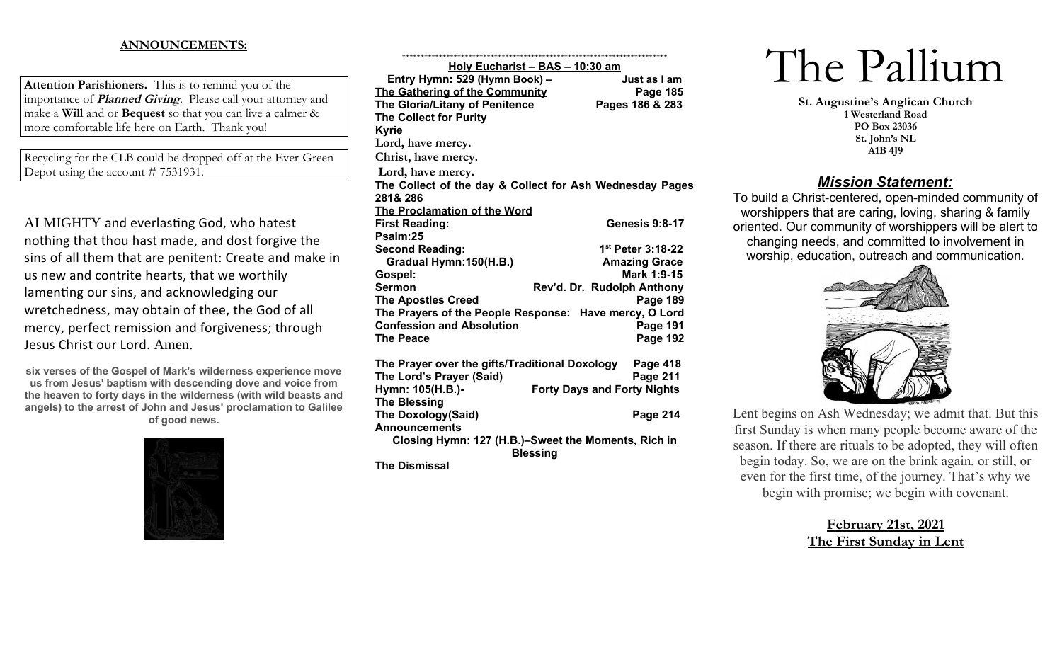**ANNOUNCEMENTS:**

**Attention Parishioners.** This is to remind you of the importance of ***Planned Giving***. Please call your attorney and make a **Will** and or **Bequest** so that you can live a calmer & more comfortable life here on Earth. Thank you!

Recycling for the CLB could be dropped off at the Ever-Green Depot using the account # 7531931.

ALMIGHTY and everlasting God, who hatest nothing that thou hast made, and dost forgive the sins of all them that are penitent: Create and make in us new and contrite hearts, that we worthily lamenting our sins, and acknowledging our wretchedness, may obtain of thee, the God of all mercy, perfect remission and forgiveness; through Jesus Christ our Lord. Amen.

**six verses of the Gospel of Mark's wilderness experience move us from Jesus' baptism with descending dove and voice from the heaven to forty days in the wilderness (with wild beasts and angels) to the arrest of John and Jesus' proclamation to Galilee of good news.**

++++++++++++++++++++++++++++++++++++++++++++++++++++++++++++++++++++++++

**Holy Eucharist – BAS – 10:30 am**

**Entry Hymn: 529 (Hymn Book) – Just as I am**
**The Gathering of the Community** **Page 185**
**The Gloria/Litany of Penitence** **Pages 186 & 283**
**The Collect for Purity**
**Kyrie**
**Lord, have mercy.**
**Christ, have mercy.**
**Lord, have mercy.**
**The Collect of the day & Collect for Ash Wednesday Pages 281& 286**
**The Proclamation of the Word**
**First Reading:** **Genesis 9:8-17**
**Psalm:25**
**Second Reading:** **1st Peter 3:18-22**
**Gradual Hymn:150(H.B.)** **Amazing Grace**
**Gospel:** **Mark 1:9-15**
**Sermon** **Rev'd. Dr. Rudolph Anthony**
**The Apostles Creed** **Page 189**
**The Prayers of the People Response: Have mercy, O Lord**
**Confession and Absolution** **Page 191**
**The Peace** **Page 192**

**The Prayer over the gifts/Traditional Doxology** **Page 418**
**The Lord's Prayer (Said)** **Page 211**
**Hymn: 105(H.B.)-** **Forty Days and Forty Nights**
**The Blessing**
**The Doxology(Said)** **Page 214**
**Announcements**
**Closing Hymn: 127 (H.B.)–Sweet the Moments, Rich in Blessing**
**The Dismissal**

# The Pallium

**St. Augustine's Anglican Church**
**1 Westerland Road**
**PO Box 23036**
**St. John's NL**
**A1B 4J9**

## *Mission Statement:*

To build a Christ-centered, open-minded community of worshippers that are caring, loving, sharing & family oriented. Our community of worshippers will be alert to changing needs, and committed to involvement in worship, education, outreach and communication.

Lent begins on Ash Wednesday; we admit that. But this first Sunday is when many people become aware of the season. If there are rituals to be adopted, they will often begin today. So, we are on the brink again, or still, or even for the first time, of the journey. That's why we begin with promise; we begin with covenant.

**February 21st, 2021**
**The First Sunday in Lent**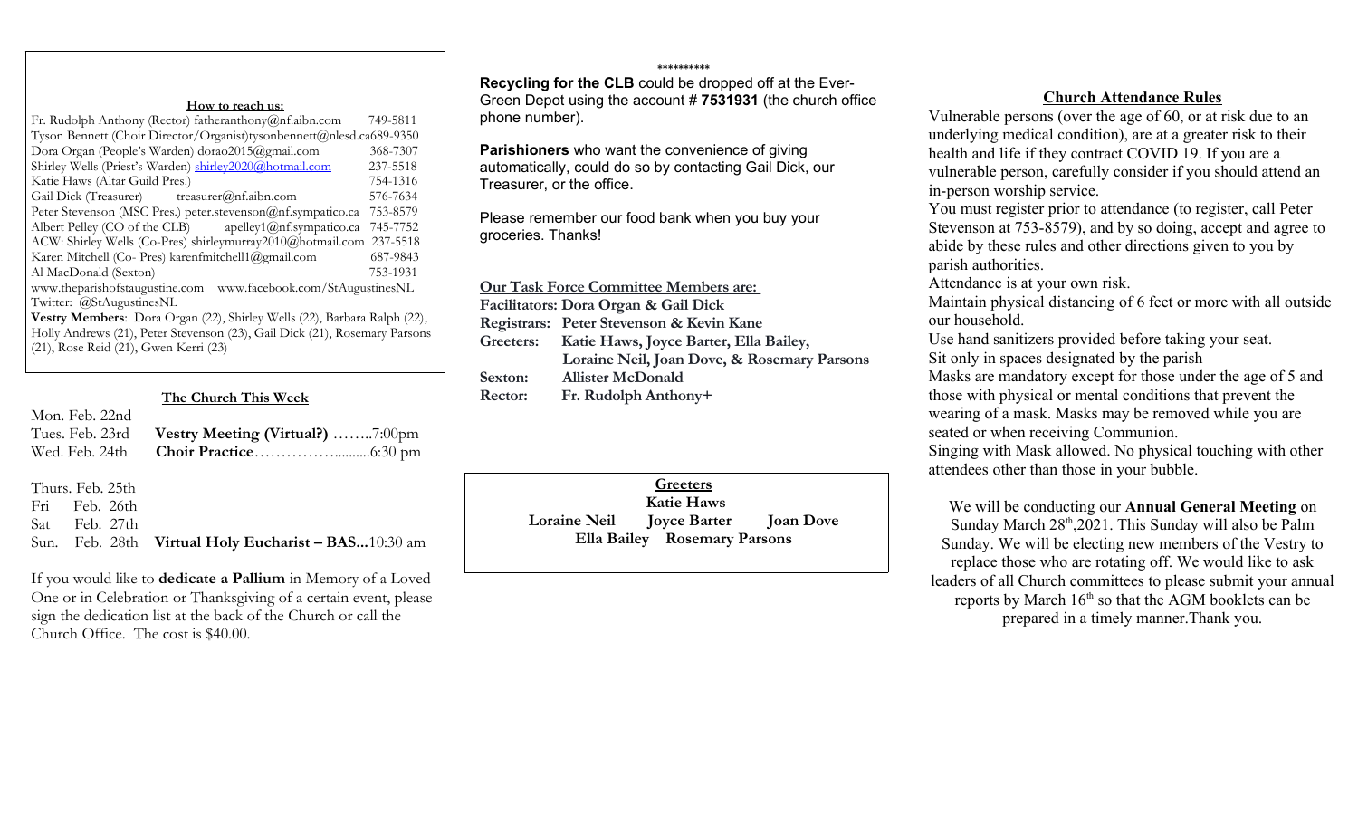## How to reach us:

| | | |
|---|---|---|
| Fr. Rudolph Anthony (Rector) | fatheranthony@nf.aibn.com | 749-5811 |
| Tyson Bennett (Choir Director/Organist) | tysonbennett@nlesd.ca | 689-9350 |
| Dora Organ (People's Warden) | dorao2015@gmail.com | 368-7307 |
| Shirley Wells (Priest's Warden) | shirley2020@hotmail.com | 237-5518 |
| Katie Haws (Altar Guild Pres.) | | 754-1316 |
| Gail Dick (Treasurer) | treasurer@nf.aibn.com | 576-7634 |
| Peter Stevenson (MSC Pres.) | peter.stevenson@nf.sympatico.ca | 753-8579 |
| Albert Pelley (CO of the CLB) | apelley1@nf.sympatico.ca | 745-7752 |
| ACW: Shirley Wells (Co-Pres) | shirleymurray2010@hotmail.com | 237-5518 |
| Karen Mitchell (Co- Pres) | karenfmitchell1@gmail.com | 687-9843 |
| Al MacDonald (Sexton) | | 753-1931 |

www.theparishofstaugustine.com www.facebook.com/StAugustinesNL
Twitter: @StAugustinesNL

**Vestry Members**: Dora Organ (22), Shirley Wells (22), Barbara Ralph (22), Holly Andrews (21), Peter Stevenson (23), Gail Dick (21), Rosemary Parsons (21), Rose Reid (21), Gwen Kerri (23)

## The Church This Week

| | | |
|---|---|---|
| Mon. Feb. 22nd | | |
| Tues. Feb. 23rd | **Vestry Meeting (Virtual?)** | 7:00pm |
| Wed. Feb. 24th | **Choir Practice** | 6:30 pm |
| Thurs. Feb. 25th | | |
| Fri Feb. 26th | | |
| Sat Feb. 27th | | |
| Sun. Feb. 28th | **Virtual Holy Eucharist – BAS...** | 10:30 am |

If you would like to **dedicate a Pallium** in Memory of a Loved One or in Celebration or Thanksgiving of a certain event, please sign the dedication list at the back of the Church or call the Church Office. The cost is $40.00.

**********

**Recycling for the CLB** could be dropped off at the Ever-Green Depot using the account # **7531931** (the church office phone number).

**Parishioners** who want the convenience of giving automatically, could do so by contacting Gail Dick, our Treasurer, or the office.

Please remember our food bank when you buy your groceries. Thanks!

**Our Task Force Committee Members are:**

**Facilitators: Dora Organ & Gail Dick**
**Registrars: Peter Stevenson & Kevin Kane**
**Greeters: Katie Haws, Joyce Barter, Ella Bailey, Loraine Neil, Joan Dove, & Rosemary Parsons**
**Sexton: Allister McDonald**
**Rector: Fr. Rudolph Anthony+**

**Greeters**

**Katie Haws**
**Loraine Neil Joyce Barter Joan Dove**
**Ella Bailey Rosemary Parsons**

## Church Attendance Rules

Vulnerable persons (over the age of 60, or at risk due to an underlying medical condition), are at a greater risk to their health and life if they contract COVID 19. If you are a vulnerable person, carefully consider if you should attend an in-person worship service.
You must register prior to attendance (to register, call Peter Stevenson at 753-8579), and by so doing, accept and agree to abide by these rules and other directions given to you by parish authorities.
Attendance is at your own risk.
Maintain physical distancing of 6 feet or more with all outside our household.
Use hand sanitizers provided before taking your seat.
Sit only in spaces designated by the parish
Masks are mandatory except for those under the age of 5 and those with physical or mental conditions that prevent the wearing of a mask. Masks may be removed while you are seated or when receiving Communion.
Singing with Mask allowed. No physical touching with other attendees other than those in your bubble.

We will be conducting our **Annual General Meeting** on Sunday March 28th,2021. This Sunday will also be Palm Sunday. We will be electing new members of the Vestry to replace those who are rotating off. We would like to ask leaders of all Church committees to please submit your annual reports by March 16th so that the AGM booklets can be prepared in a timely manner.Thank you.